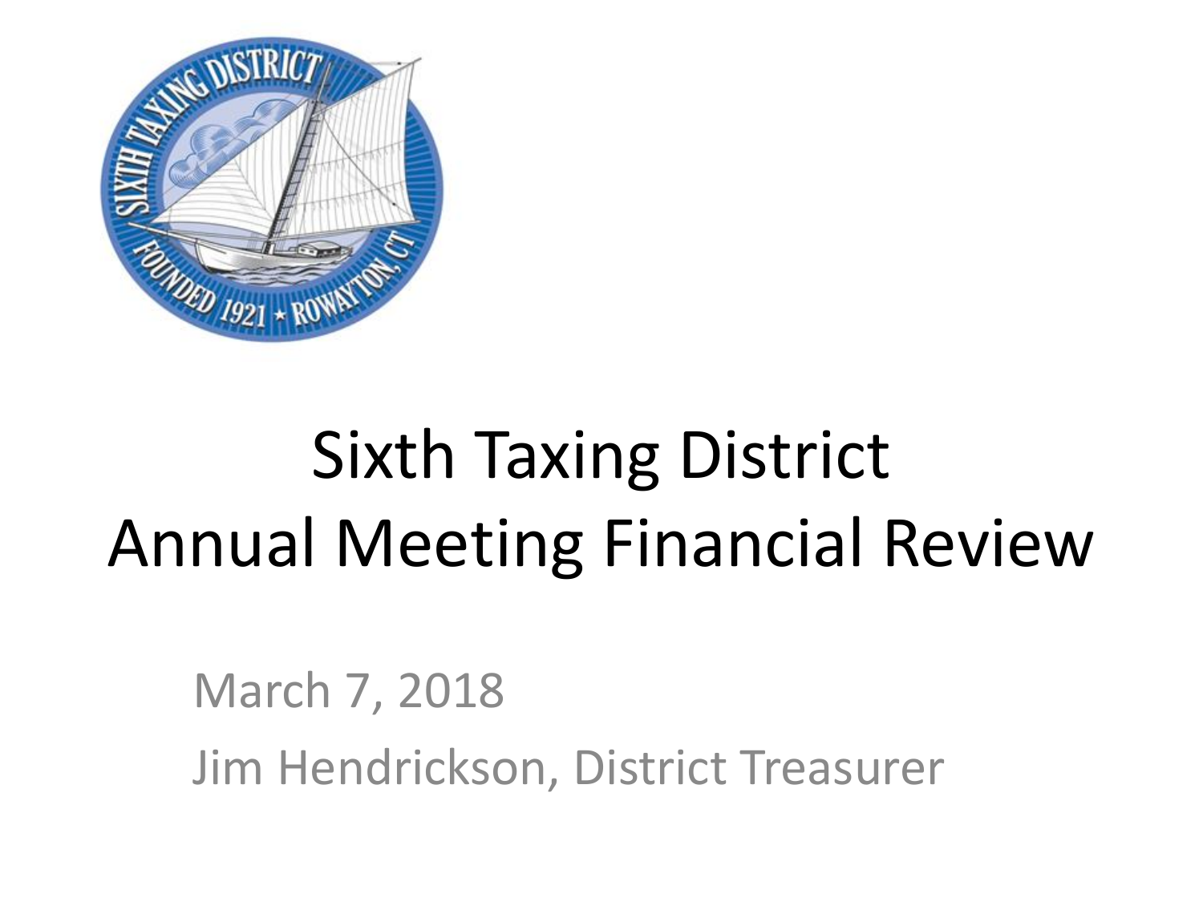# Sixth Taxing District
# Annual Meeting Financial Review

March 7, 2018

Jim Hendrickson, District Treasurer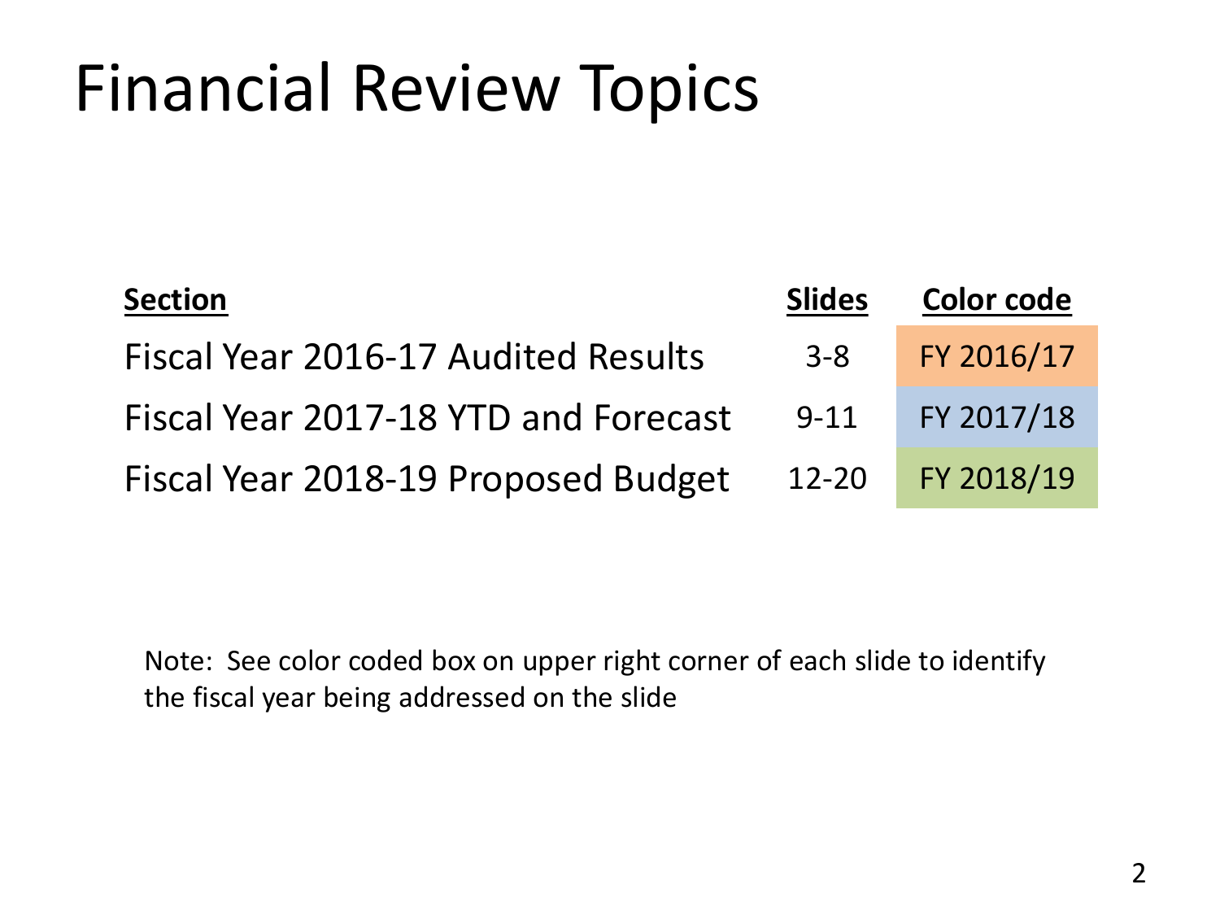# Financial Review Topics

| Section | Slides | Color code |
| --- | --- | --- |
| Fiscal Year 2016-17 Audited Results | 3-8 | FY 2016/17 |
| Fiscal Year 2017-18 YTD and Forecast | 9-11 | FY 2017/18 |
| Fiscal Year 2018-19 Proposed Budget | 12-20 | FY 2018/19 |

Note: See color coded box on upper right corner of each slide to identify the fiscal year being addressed on the slide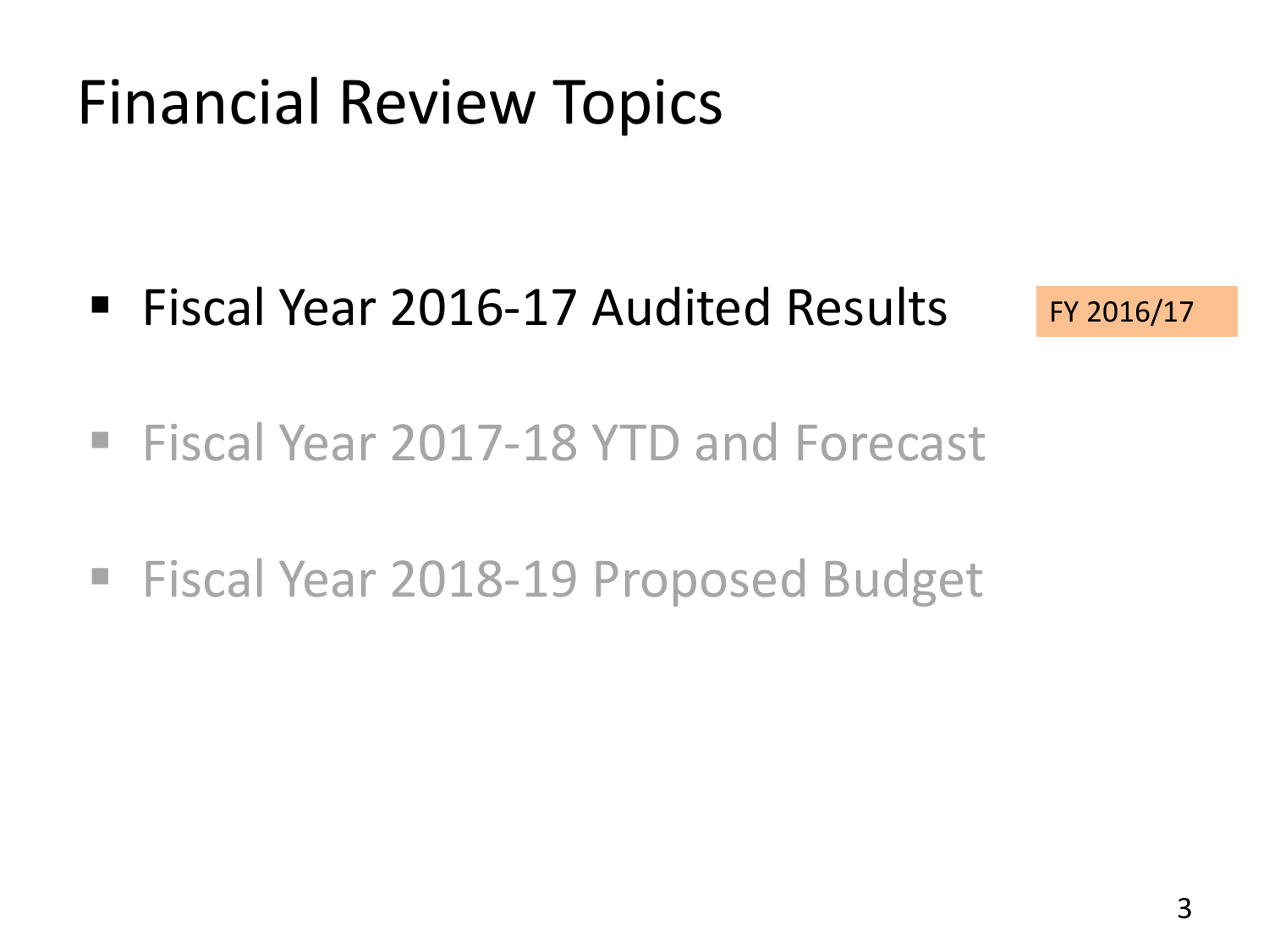# Financial Review Topics

- Fiscal Year 2016-17 Audited Results

FY 2016/17

- Fiscal Year 2017-18 YTD and Forecast
- Fiscal Year 2018-19 Proposed Budget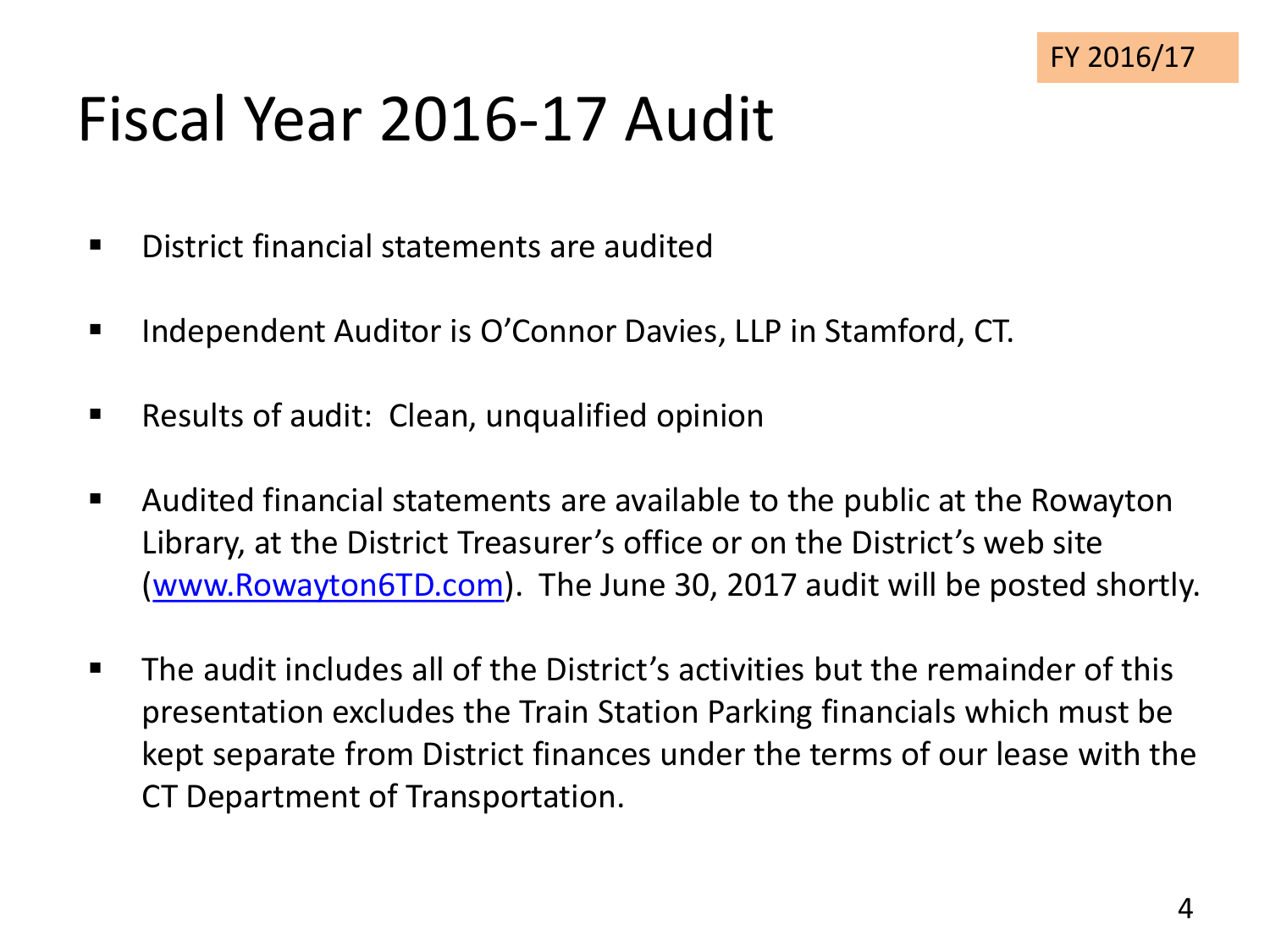FY 2016/17

# Fiscal Year 2016-17 Audit

- District financial statements are audited
- Independent Auditor is O'Connor Davies, LLP in Stamford, CT.
- Results of audit: Clean, unqualified opinion
- Audited financial statements are available to the public at the Rowayton Library, at the District Treasurer's office or on the District's web site ([www.Rowayton6TD.com](http://www.Rowayton6TD.com)). The June 30, 2017 audit will be posted shortly.
- The audit includes all of the District's activities but the remainder of this presentation excludes the Train Station Parking financials which must be kept separate from District finances under the terms of our lease with the CT Department of Transportation.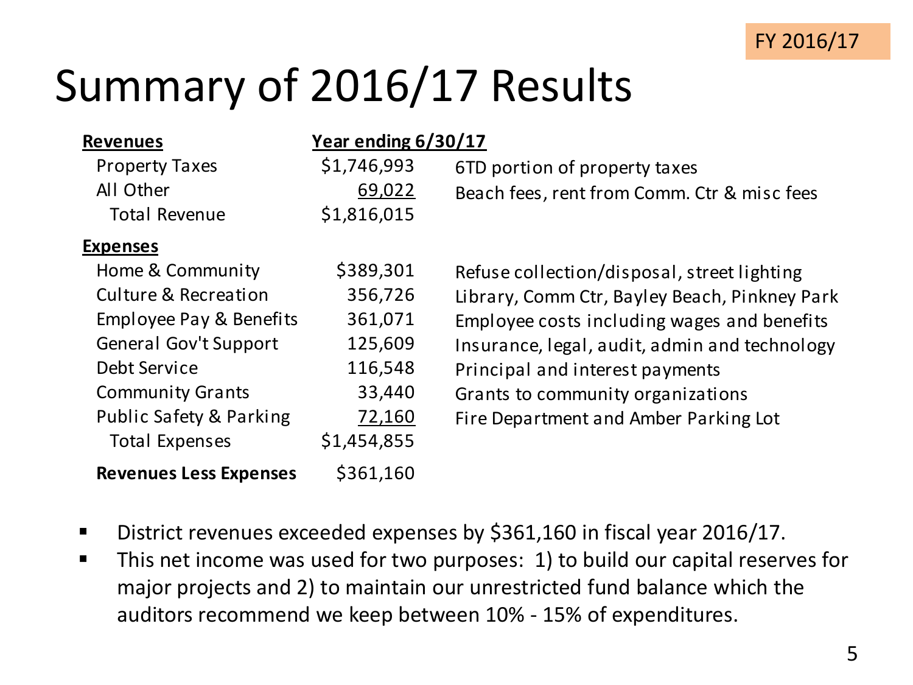FY 2016/17

# Summary of 2016/17 Results

| Revenues | Year ending 6/30/17 | |
|---|---|---|
| Property Taxes | $1,746,993 | 6TD portion of property taxes |
| All Other | 69,022 | Beach fees, rent from Comm. Ctr & misc fees |
| Total Revenue | $1,816,015 | |
| **Expenses** | | |
| Home & Community | $389,301 | Refuse collection/disposal, street lighting |
| Culture & Recreation | 356,726 | Library, Comm Ctr, Bayley Beach, Pinkney Park |
| Employee Pay & Benefits | 361,071 | Employee costs including wages and benefits |
| General Gov't Support | 125,609 | Insurance, legal, audit, admin and technology |
| Debt Service | 116,548 | Principal and interest payments |
| Community Grants | 33,440 | Grants to community organizations |
| Public Safety & Parking | 72,160 | Fire Department and Amber Parking Lot |
| Total Expenses | $1,454,855 | |
| **Revenues Less Expenses** | $361,160 | |

- District revenues exceeded expenses by $361,160 in fiscal year 2016/17.
- This net income was used for two purposes: 1) to build our capital reserves for major projects and 2) to maintain our unrestricted fund balance which the auditors recommend we keep between 10% - 15% of expenditures.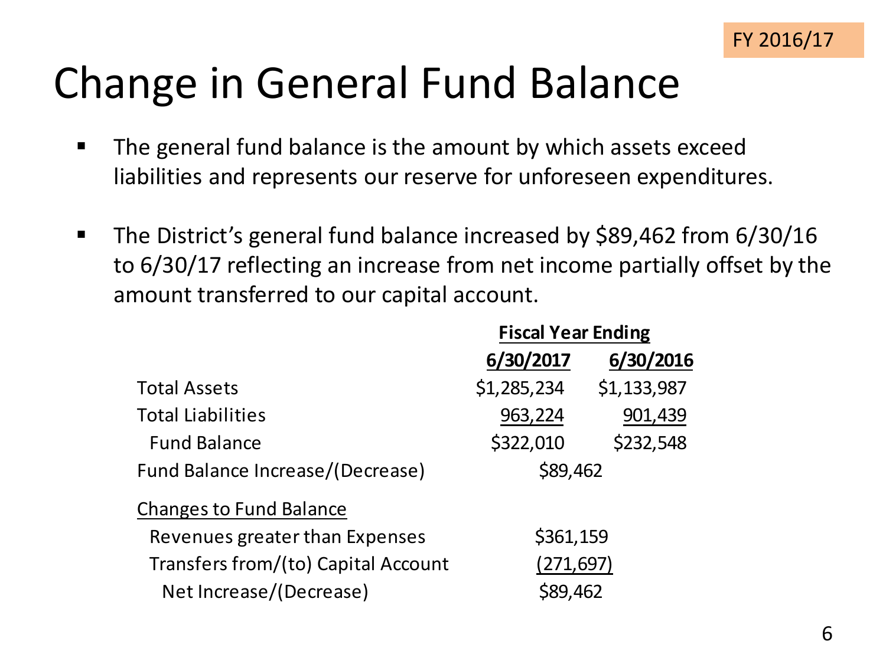FY 2016/17

# Change in General Fund Balance

- The general fund balance is the amount by which assets exceed liabilities and represents our reserve for unforeseen expenditures.
- The District's general fund balance increased by $89,462 from 6/30/16 to 6/30/17 reflecting an increase from net income partially offset by the amount transferred to our capital account.

| | Fiscal Year Ending | |
|---|---|---|
| | **6/30/2017** | **6/30/2016** |
| Total Assets | $1,285,234 | $1,133,987 |
| Total Liabilities | 963,224 | 901,439 |
| Fund Balance | $322,010 | $232,548 |
| Fund Balance Increase/(Decrease) | $89,462 | |
| Changes to Fund Balance | | |
| Revenues greater than Expenses | $361,159 | |
| Transfers from/(to) Capital Account | (271,697) | |
| Net Increase/(Decrease) | $89,462 | |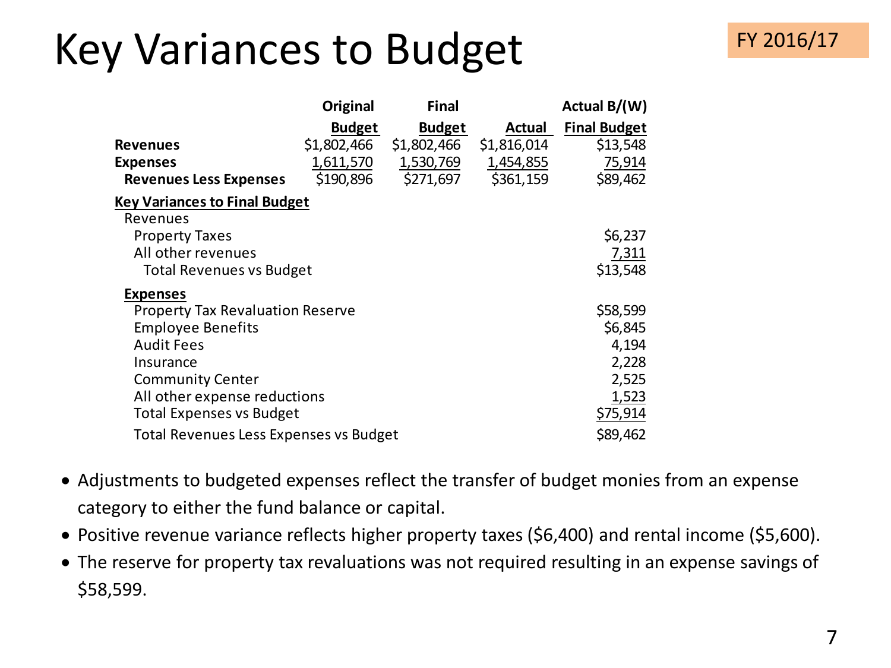# Key Variances to Budget

FY 2016/17

| | Original Budget | Final Budget | Actual | Actual B/(W) Final Budget |
|---|---|---|---|---|
| **Revenues** | $1,802,466 | $1,802,466 | $1,816,014 | $13,548 |
| **Expenses** | 1,611,570 | 1,530,769 | 1,454,855 | 75,914 |
| **Revenues Less Expenses** | $190,896 | $271,697 | $361,159 | $89,462 |
| **Key Variances to Final Budget** | | | | |
| Revenues | | | | |
| Property Taxes | | | | $6,237 |
| All other revenues | | | | 7,311 |
| Total Revenues vs Budget | | | | $13,548 |
| **Expenses** | | | | |
| Property Tax Revaluation Reserve | | | | $58,599 |
| Employee Benefits | | | | $6,845 |
| Audit Fees | | | | 4,194 |
| Insurance | | | | 2,228 |
| Community Center | | | | 2,525 |
| All other expense reductions | | | | 1,523 |
| Total Expenses vs Budget | | | | $75,914 |
| Total Revenues Less Expenses vs Budget | | | | $89,462 |

- Adjustments to budgeted expenses reflect the transfer of budget monies from an expense category to either the fund balance or capital.
- Positive revenue variance reflects higher property taxes ($6,400) and rental income ($5,600).
- The reserve for property tax revaluations was not required resulting in an expense savings of $58,599.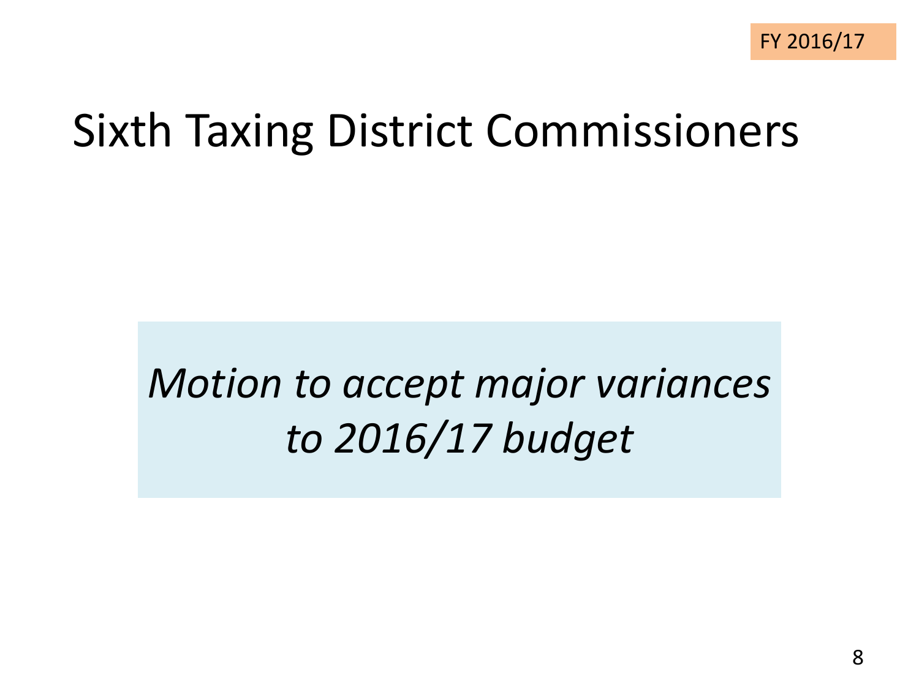FY 2016/17

# Sixth Taxing District Commissioners

*Motion to accept major variances to 2016/17 budget*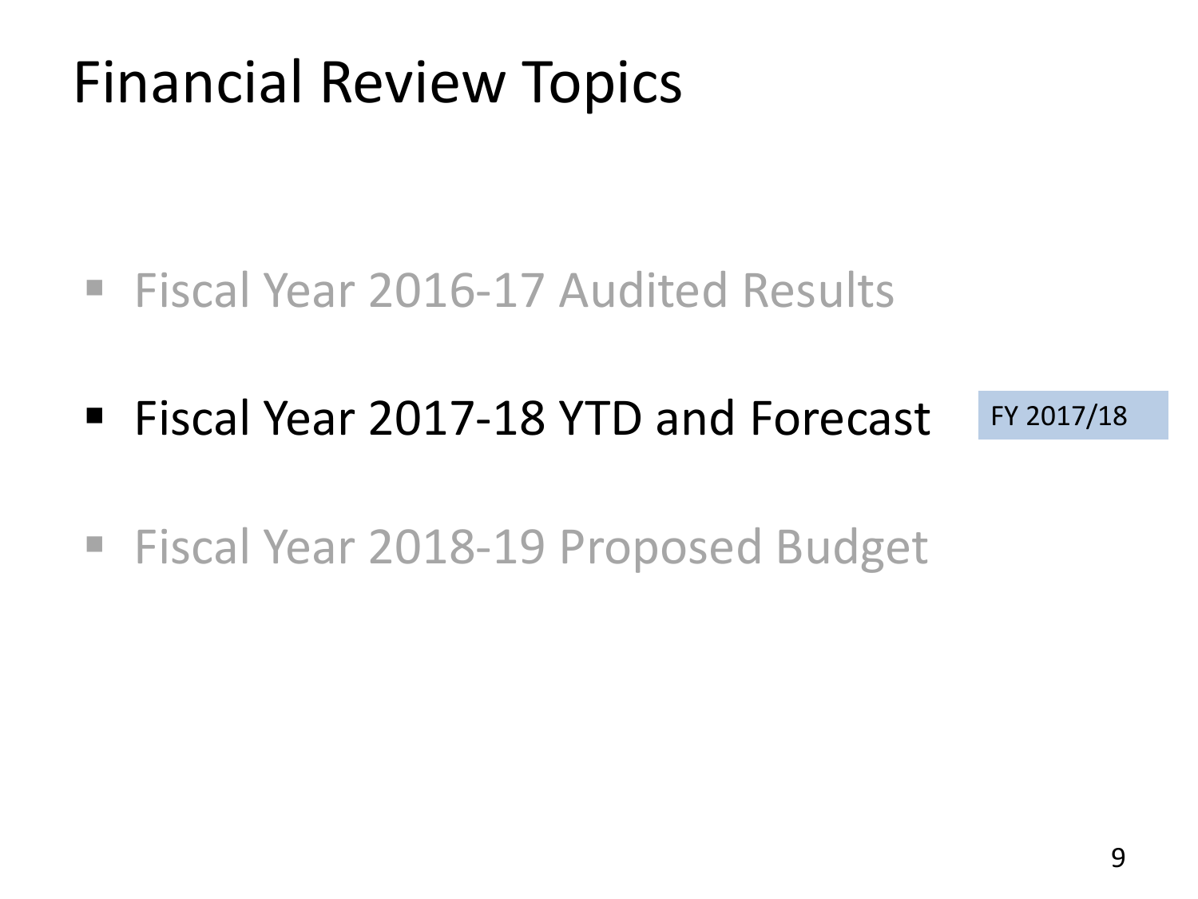# Financial Review Topics

- Fiscal Year 2016-17 Audited Results
- Fiscal Year 2017-18 YTD and Forecast

FY 2017/18

- Fiscal Year 2018-19 Proposed Budget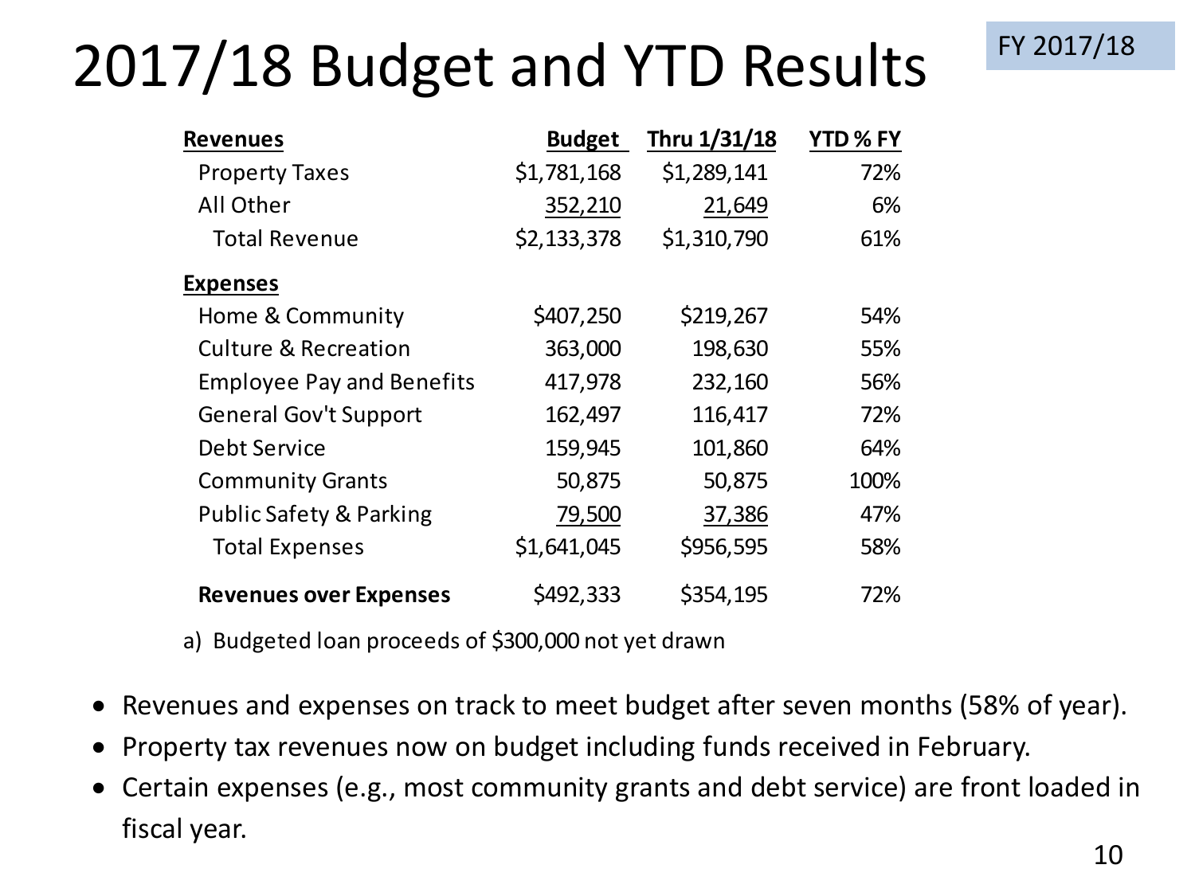# 2017/18 Budget and YTD Results

FY 2017/18

| Revenues | Budget | Thru 1/31/18 | YTD % FY |
|---|---|---|---|
| Property Taxes | $1,781,168 | $1,289,141 | 72% |
| All Other | 352,210 | 21,649 | 6% |
| Total Revenue | $2,133,378 | $1,310,790 | 61% |
| **Expenses** | | | |
| Home & Community | $407,250 | $219,267 | 54% |
| Culture & Recreation | 363,000 | 198,630 | 55% |
| Employee Pay and Benefits | 417,978 | 232,160 | 56% |
| General Gov't Support | 162,497 | 116,417 | 72% |
| Debt Service | 159,945 | 101,860 | 64% |
| Community Grants | 50,875 | 50,875 | 100% |
| Public Safety & Parking | 79,500 | 37,386 | 47% |
| Total Expenses | $1,641,045 | $956,595 | 58% |
| **Revenues over Expenses** | $492,333 | $354,195 | 72% |

a) Budgeted loan proceeds of $300,000 not yet drawn

- Revenues and expenses on track to meet budget after seven months (58% of year).
- Property tax revenues now on budget including funds received in February.
- Certain expenses (e.g., most community grants and debt service) are front loaded in fiscal year.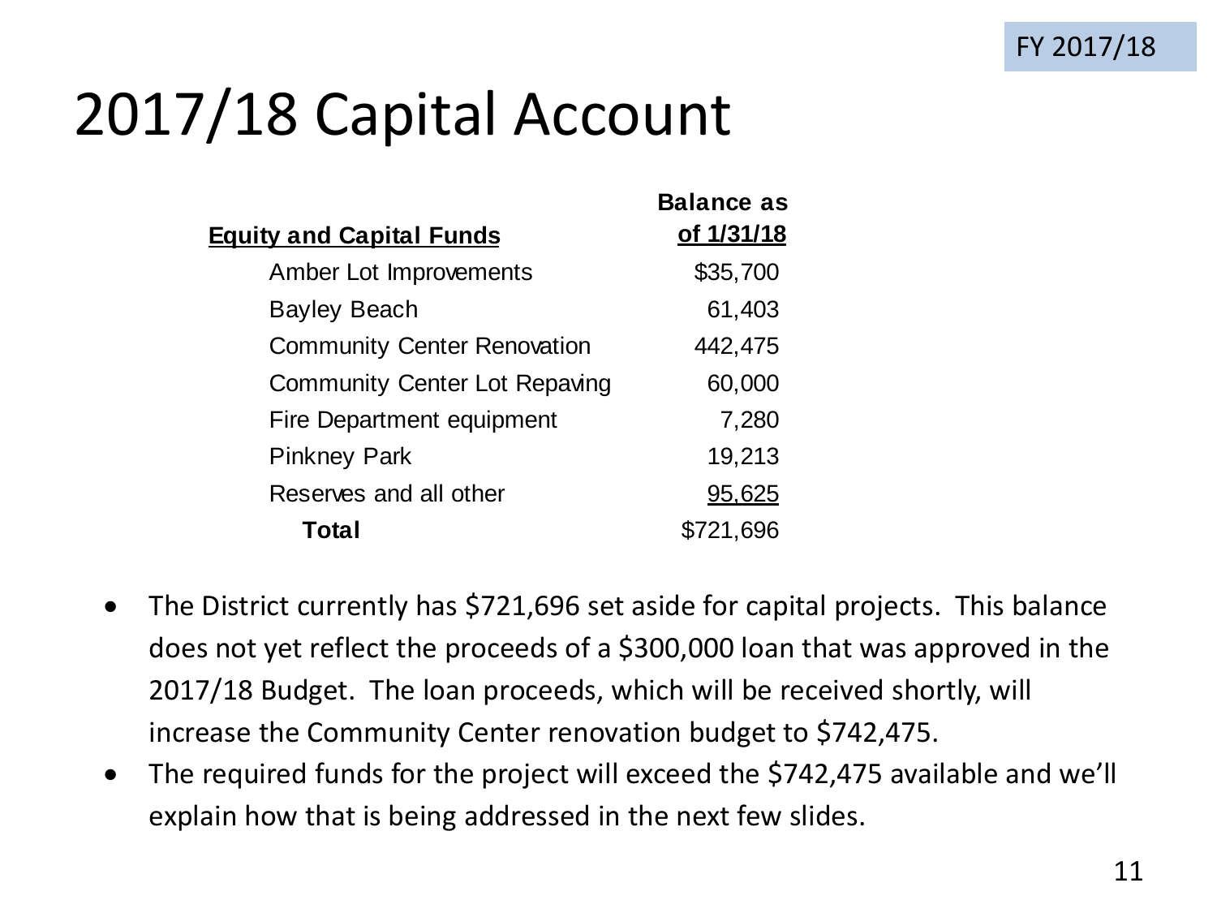# 2017/18 Capital Account

| Equity and Capital Funds | Balance as of 1/31/18 |
| --- | --- |
| Amber Lot Improvements | $35,700 |
| Bayley Beach | 61,403 |
| Community Center Renovation | 442,475 |
| Community Center Lot Repaving | 60,000 |
| Fire Department equipment | 7,280 |
| Pinkney Park | 19,213 |
| Reserves and all other | 95,625 |
| **Total** | $721,696 |

- The District currently has $721,696 set aside for capital projects. This balance does not yet reflect the proceeds of a $300,000 loan that was approved in the 2017/18 Budget. The loan proceeds, which will be received shortly, will increase the Community Center renovation budget to $742,475.
- The required funds for the project will exceed the $742,475 available and we'll explain how that is being addressed in the next few slides.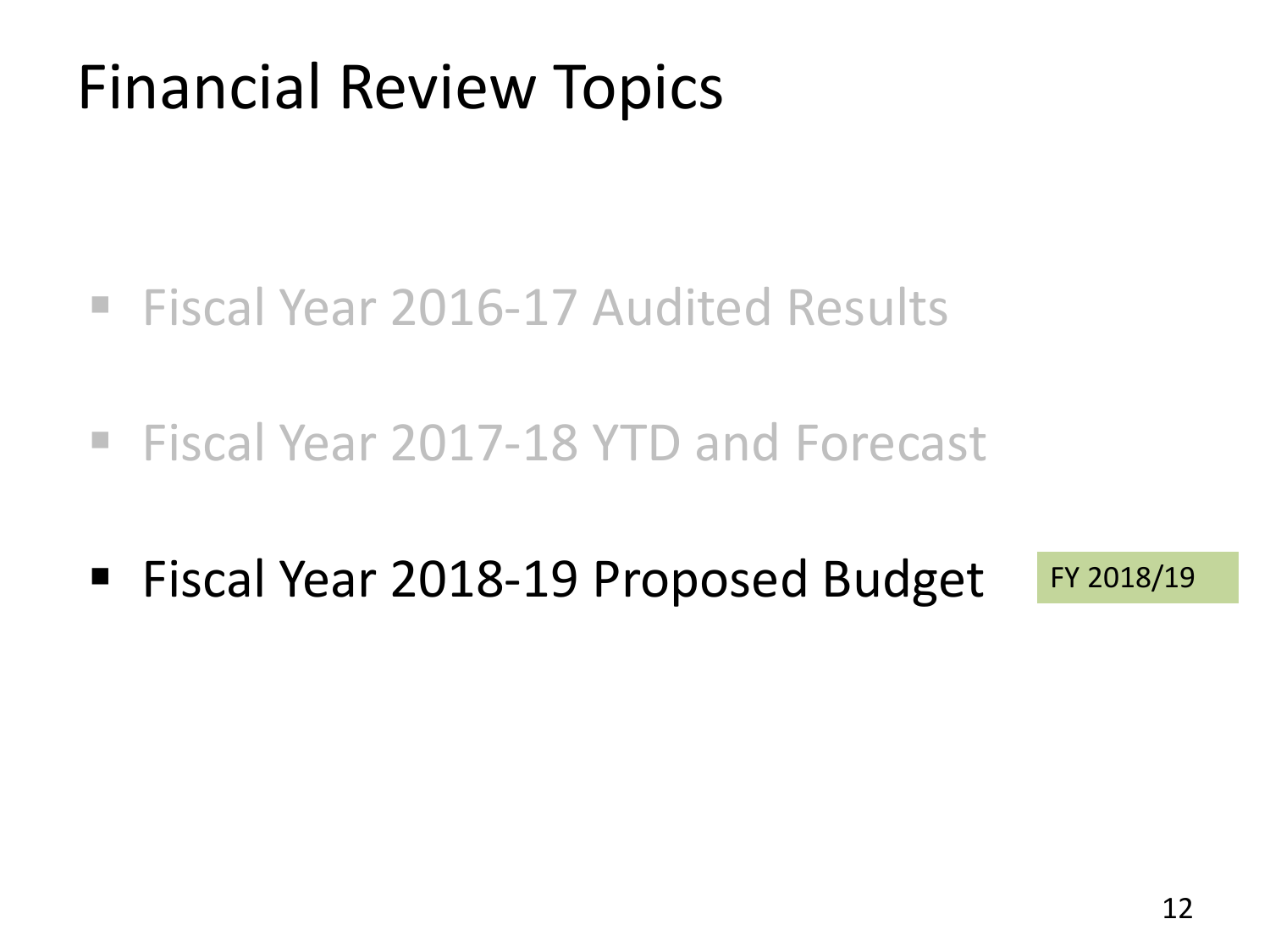# Financial Review Topics

- Fiscal Year 2016-17 Audited Results
- Fiscal Year 2017-18 YTD and Forecast
- Fiscal Year 2018-19 Proposed Budget

FY 2018/19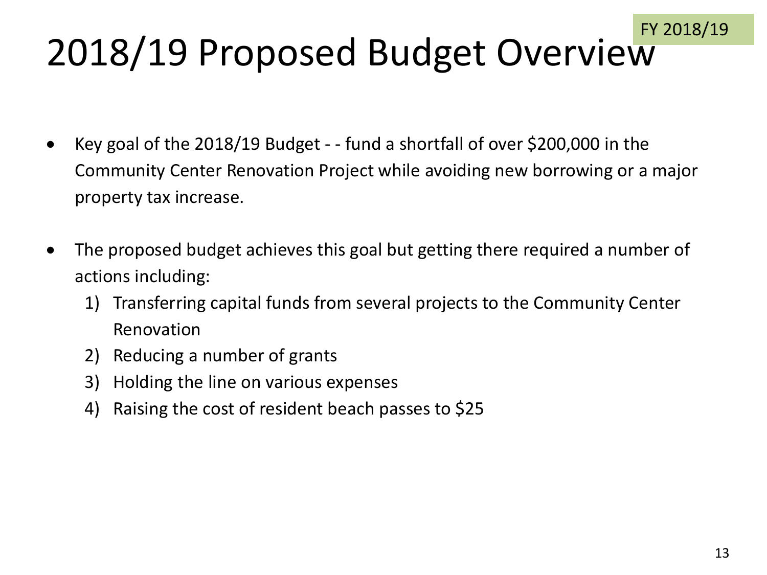FY 2018/19

# 2018/19 Proposed Budget Overview

- Key goal of the 2018/19 Budget - - fund a shortfall of over $200,000 in the Community Center Renovation Project while avoiding new borrowing or a major property tax increase.

- The proposed budget achieves this goal but getting there required a number of actions including:
  1) Transferring capital funds from several projects to the Community Center Renovation
  2) Reducing a number of grants
  3) Holding the line on various expenses
  4) Raising the cost of resident beach passes to $25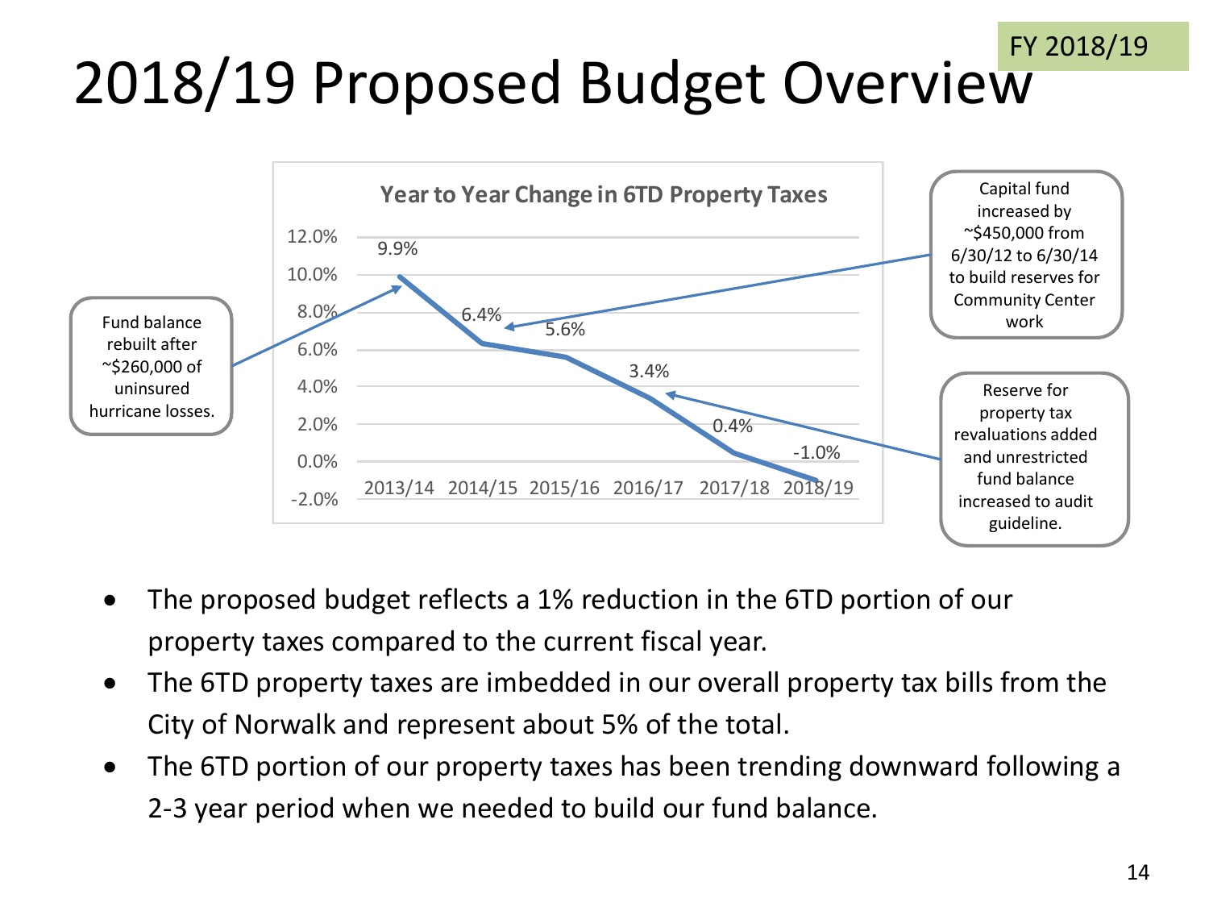# 2018/19 Proposed Budget Overview

FY 2018/19

**Year to Year Change in 6TD Property Taxes**

| Fiscal Year | Change |
|---|---|
| 2013/14 | 9.9% |
| 2014/15 | 6.4% |
| 2015/16 | 5.6% |
| 2016/17 | 3.4% |
| 2017/18 | 0.4% |
| 2018/19 | -1.0% |

- 2013/14: Fund balance rebuilt after ~$260,000 of uninsured hurricane losses.
- 2014/15: Capital fund increased by ~$450,000 from 6/30/12 to 6/30/14 to build reserves for Community Center work
- 2016/17: Reserve for property tax revaluations added and unrestricted fund balance increased to audit guideline.

- The proposed budget reflects a 1% reduction in the 6TD portion of our property taxes compared to the current fiscal year.
- The 6TD property taxes are imbedded in our overall property tax bills from the City of Norwalk and represent about 5% of the total.
- The 6TD portion of our property taxes has been trending downward following a 2-3 year period when we needed to build our fund balance.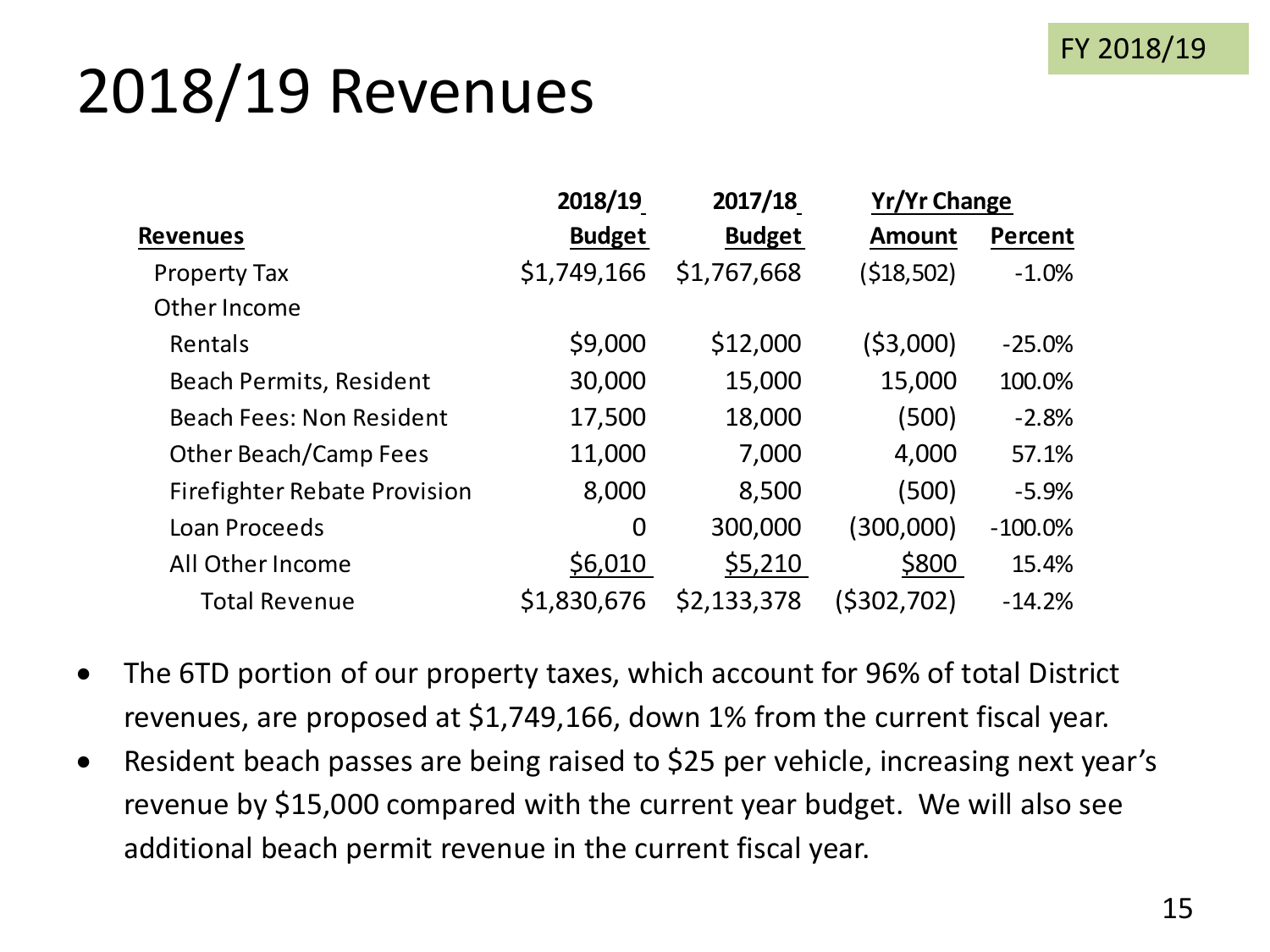FY 2018/19

# 2018/19 Revenues

| Revenues | 2018/19 Budget | 2017/18 Budget | Yr/Yr Change Amount | Yr/Yr Change Percent |
|---|---|---|---|---|
| Property Tax | $1,749,166 | $1,767,668 | ($18,502) | -1.0% |
| Other Income | | | | |
| Rentals | $9,000 | $12,000 | ($3,000) | -25.0% |
| Beach Permits, Resident | 30,000 | 15,000 | 15,000 | 100.0% |
| Beach Fees: Non Resident | 17,500 | 18,000 | (500) | -2.8% |
| Other Beach/Camp Fees | 11,000 | 7,000 | 4,000 | 57.1% |
| Firefighter Rebate Provision | 8,000 | 8,500 | (500) | -5.9% |
| Loan Proceeds | 0 | 300,000 | (300,000) | -100.0% |
| All Other Income | $6,010 | $5,210 | $800 | 15.4% |
| Total Revenue | $1,830,676 | $2,133,378 | ($302,702) | -14.2% |

- The 6TD portion of our property taxes, which account for 96% of total District revenues, are proposed at $1,749,166, down 1% from the current fiscal year.
- Resident beach passes are being raised to $25 per vehicle, increasing next year's revenue by $15,000 compared with the current year budget. We will also see additional beach permit revenue in the current fiscal year.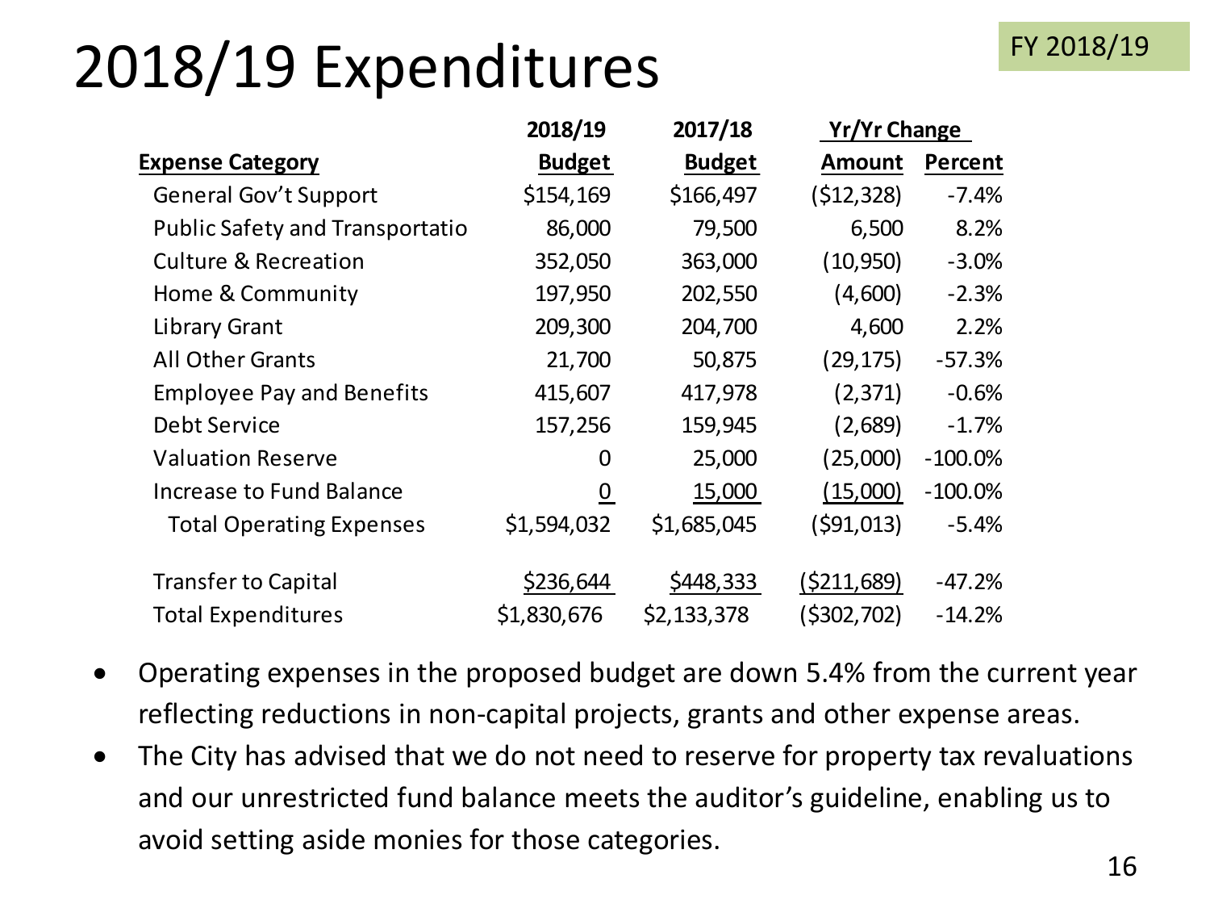FY 2018/19

# 2018/19 Expenditures

| Expense Category | 2018/19 Budget | 2017/18 Budget | Yr/Yr Change Amount | Yr/Yr Change Percent |
|---|---|---|---|---|
| General Gov't Support | $154,169 | $166,497 | ($12,328) | -7.4% |
| Public Safety and Transportatio | 86,000 | 79,500 | 6,500 | 8.2% |
| Culture & Recreation | 352,050 | 363,000 | (10,950) | -3.0% |
| Home & Community | 197,950 | 202,550 | (4,600) | -2.3% |
| Library Grant | 209,300 | 204,700 | 4,600 | 2.2% |
| All Other Grants | 21,700 | 50,875 | (29,175) | -57.3% |
| Employee Pay and Benefits | 415,607 | 417,978 | (2,371) | -0.6% |
| Debt Service | 157,256 | 159,945 | (2,689) | -1.7% |
| Valuation Reserve | 0 | 25,000 | (25,000) | -100.0% |
| Increase to Fund Balance | 0 | 15,000 | (15,000) | -100.0% |
| Total Operating Expenses | $1,594,032 | $1,685,045 | ($91,013) | -5.4% |
| Transfer to Capital | $236,644 | $448,333 | ($211,689) | -47.2% |
| Total Expenditures | $1,830,676 | $2,133,378 | ($302,702) | -14.2% |

- Operating expenses in the proposed budget are down 5.4% from the current year reflecting reductions in non-capital projects, grants and other expense areas.
- The City has advised that we do not need to reserve for property tax revaluations and our unrestricted fund balance meets the auditor's guideline, enabling us to avoid setting aside monies for those categories.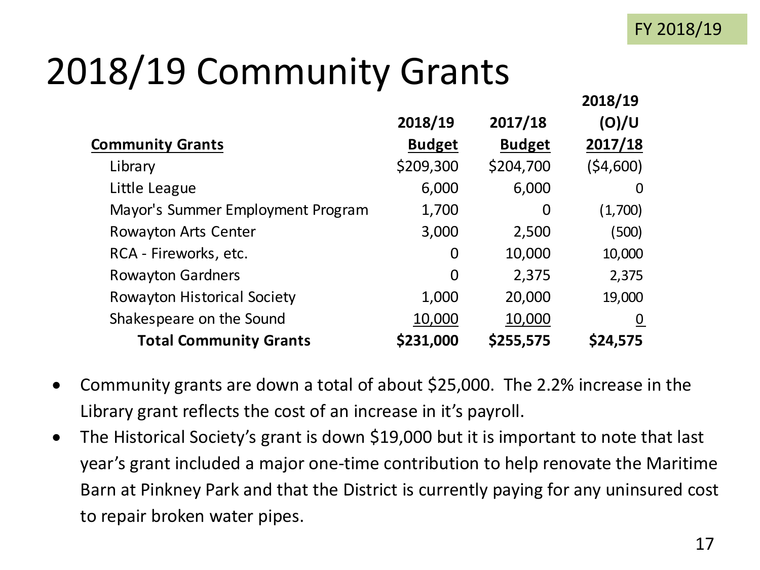FY 2018/19

# 2018/19 Community Grants

| Community Grants | 2018/19 Budget | 2017/18 Budget | 2018/19 (O)/U 2017/18 |
|---|---|---|---|
| Library | $209,300 | $204,700 | ($4,600) |
| Little League | 6,000 | 6,000 | 0 |
| Mayor's Summer Employment Program | 1,700 | 0 | (1,700) |
| Rowayton Arts Center | 3,000 | 2,500 | (500) |
| RCA - Fireworks, etc. | 0 | 10,000 | 10,000 |
| Rowayton Gardners | 0 | 2,375 | 2,375 |
| Rowayton Historical Society | 1,000 | 20,000 | 19,000 |
| Shakespeare on the Sound | 10,000 | 10,000 | 0 |
| **Total Community Grants** | **$231,000** | **$255,575** | **$24,575** |

- Community grants are down a total of about $25,000. The 2.2% increase in the Library grant reflects the cost of an increase in it's payroll.
- The Historical Society's grant is down $19,000 but it is important to note that last year's grant included a major one-time contribution to help renovate the Maritime Barn at Pinkney Park and that the District is currently paying for any uninsured cost to repair broken water pipes.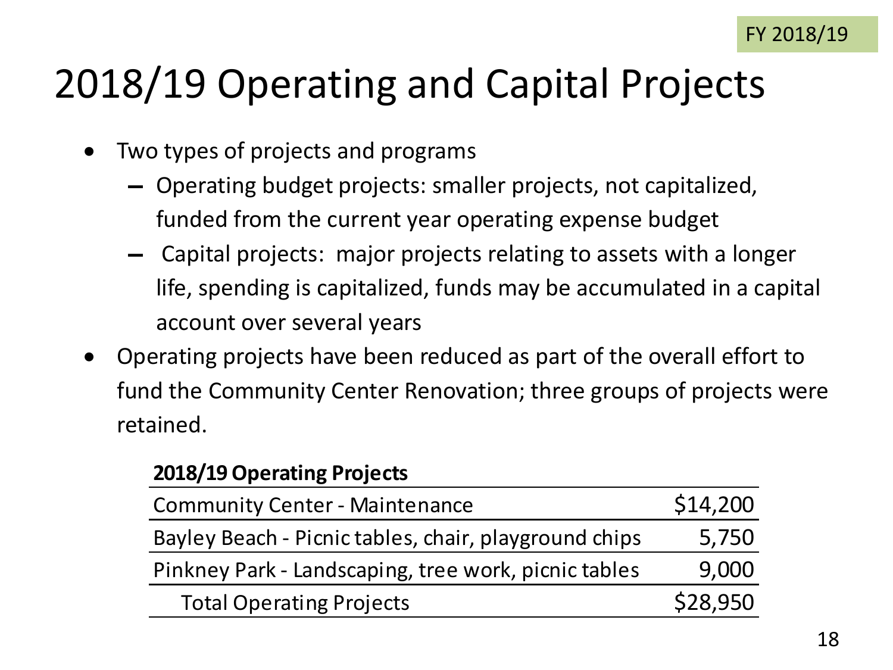FY 2018/19

# 2018/19 Operating and Capital Projects

- Two types of projects and programs
  - Operating budget projects: smaller projects, not capitalized, funded from the current year operating expense budget
  - Capital projects: major projects relating to assets with a longer life, spending is capitalized, funds may be accumulated in a capital account over several years
- Operating projects have been reduced as part of the overall effort to fund the Community Center Renovation; three groups of projects were retained.

| **2018/19 Operating Projects** | |
|---|---|
| Community Center - Maintenance | $14,200 |
| Bayley Beach - Picnic tables, chair, playground chips | 5,750 |
| Pinkney Park - Landscaping, tree work, picnic tables | 9,000 |
| Total Operating Projects | $28,950 |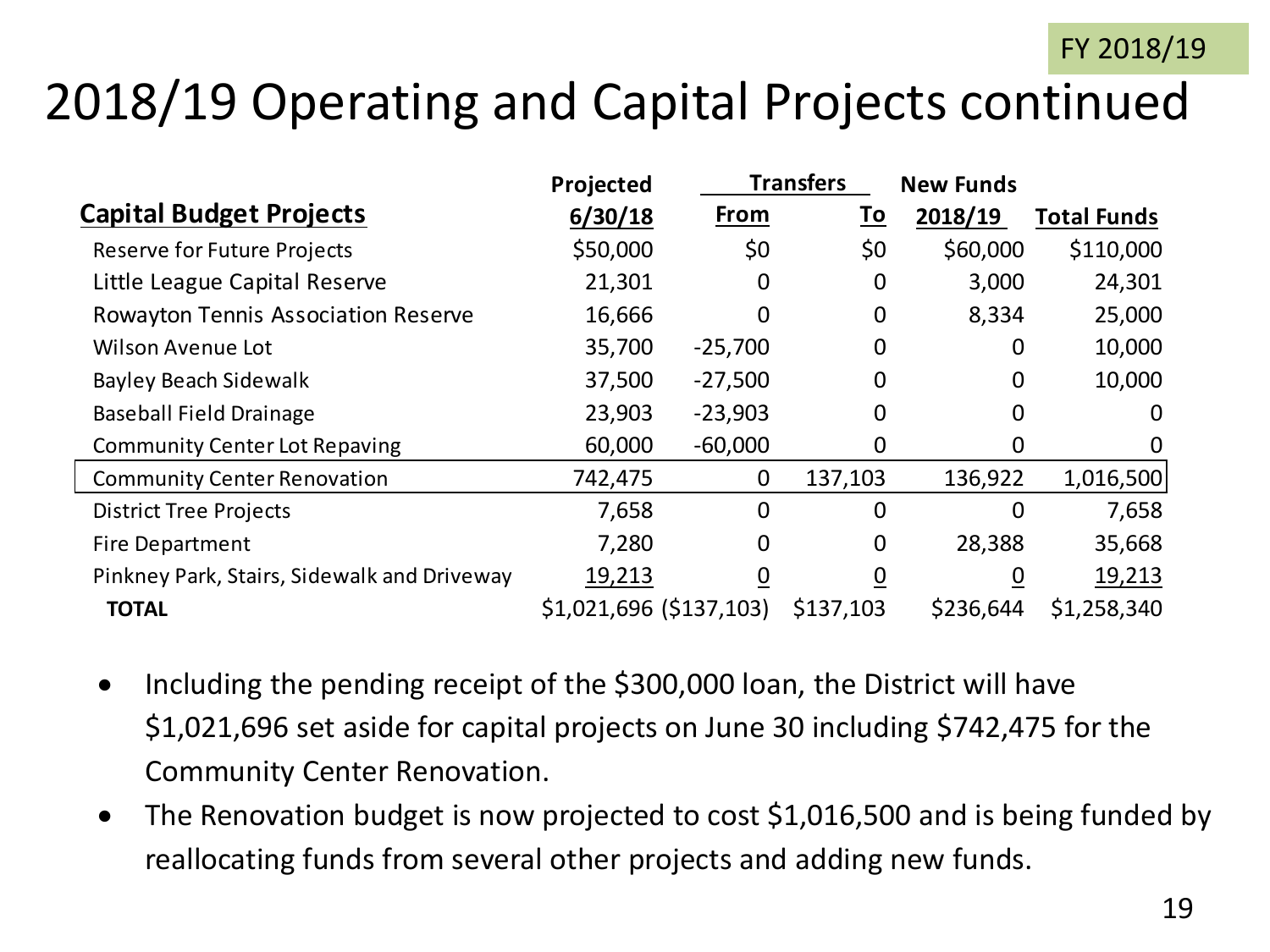FY 2018/19

# 2018/19 Operating and Capital Projects continued

| Capital Budget Projects | Projected 6/30/18 | Transfers From | Transfers To | New Funds 2018/19 | Total Funds |
|---|---|---|---|---|---|
| Reserve for Future Projects | $50,000 | $0 | $0 | $60,000 | $110,000 |
| Little League Capital Reserve | 21,301 | 0 | 0 | 3,000 | 24,301 |
| Rowayton Tennis Association Reserve | 16,666 | 0 | 0 | 8,334 | 25,000 |
| Wilson Avenue Lot | 35,700 | -25,700 | 0 | 0 | 10,000 |
| Bayley Beach Sidewalk | 37,500 | -27,500 | 0 | 0 | 10,000 |
| Baseball Field Drainage | 23,903 | -23,903 | 0 | 0 | 0 |
| Community Center Lot Repaving | 60,000 | -60,000 | 0 | 0 | 0 |
| Community Center Renovation | 742,475 | 0 | 137,103 | 136,922 | 1,016,500 |
| District Tree Projects | 7,658 | 0 | 0 | 0 | 7,658 |
| Fire Department | 7,280 | 0 | 0 | 28,388 | 35,668 |
| Pinkney Park, Stairs, Sidewalk and Driveway | 19,213 | 0 | 0 | 0 | 19,213 |
| **TOTAL** | $1,021,696 | ($137,103) | $137,103 | $236,644 | $1,258,340 |

- Including the pending receipt of the $300,000 loan, the District will have $1,021,696 set aside for capital projects on June 30 including $742,475 for the Community Center Renovation.
- The Renovation budget is now projected to cost $1,016,500 and is being funded by reallocating funds from several other projects and adding new funds.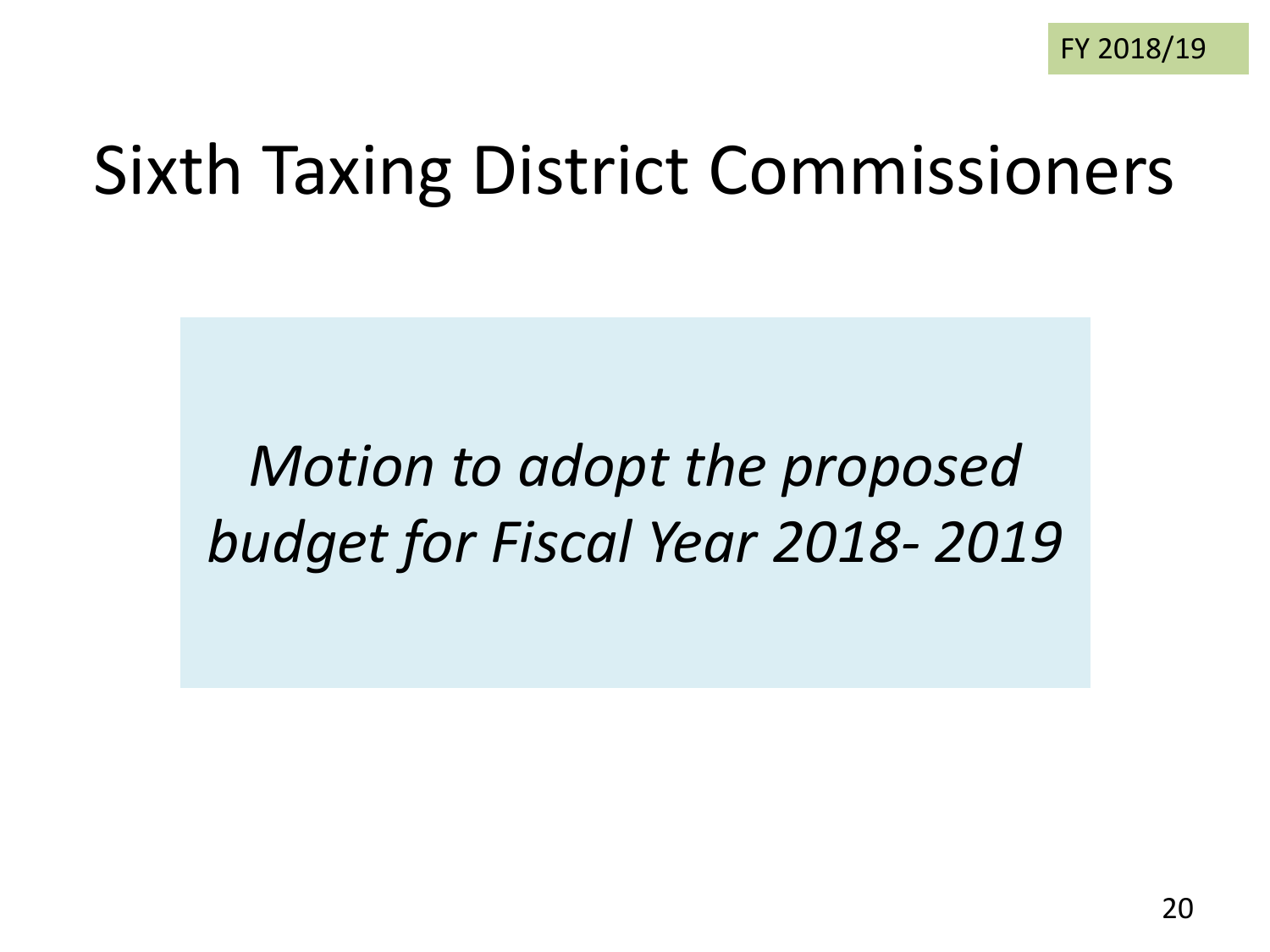FY 2018/19

# Sixth Taxing District Commissioners

*Motion to adopt the proposed budget for Fiscal Year 2018- 2019*